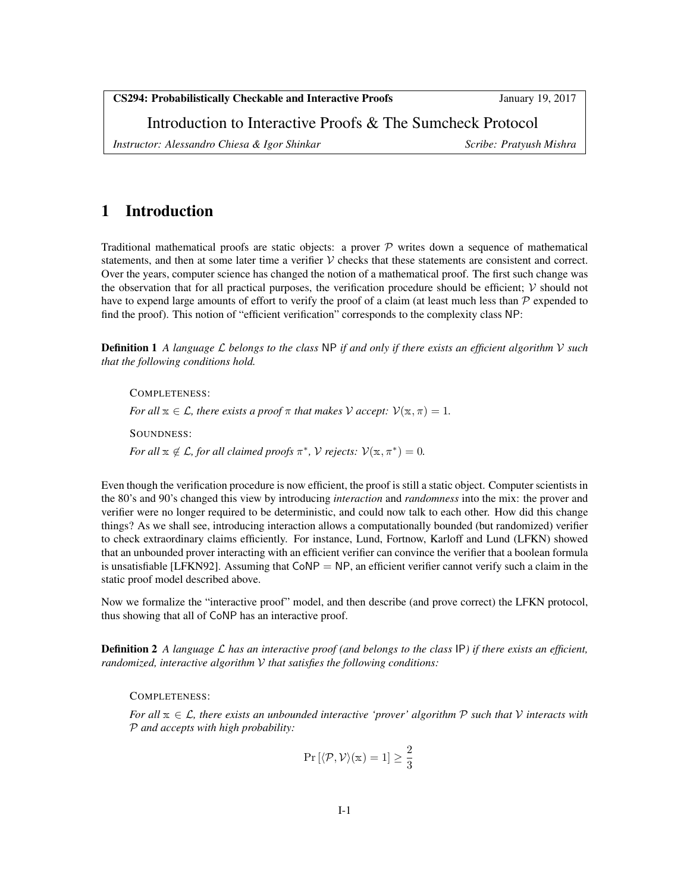CS294: Probabilistically Checkable and Interactive Proofs — January 19, 2017

Introduction to Interactive Proofs & The Sumcheck Protocol

*Instructor: Alessandro Chiesa & Igor Shinkar* — *Scribe: Pratyush Mishra*

# 1 Introduction

Traditional mathematical proofs are static objects: a prover $\mathcal{P}$ writes down a sequence of mathematical statements, and then at some later time a verifier $\mathcal{V}$ checks that these statements are consistent and correct. Over the years, computer science has changed the notion of a mathematical proof. The first such change was the observation that for all practical purposes, the verification procedure should be efficient; $\mathcal{V}$ should not have to expend large amounts of effort to verify the proof of a claim (at least much less than $\mathcal{P}$ expended to find the proof). This notion of "efficient verification" corresponds to the complexity class NP:

**Definition 1** *A language $\mathcal{L}$ belongs to the class* NP *if and only if there exists an efficient algorithm $\mathcal{V}$ such that the following conditions hold.*

> COMPLETENESS:
>
> *For all $\mathbb{x} \in \mathcal{L}$, there exists a proof $\pi$ that makes $\mathcal{V}$ accept: $\mathcal{V}(\mathbb{x}, \pi) = 1$.*
>
> SOUNDNESS:
>
> *For all $\mathbb{x} \notin \mathcal{L}$, for all claimed proofs $\pi^*$, $\mathcal{V}$ rejects: $\mathcal{V}(\mathbb{x}, \pi^*) = 0$.*

Even though the verification procedure is now efficient, the proof is still a static object. Computer scientists in the 80's and 90's changed this view by introducing *interaction* and *randomness* into the mix: the prover and verifier were no longer required to be deterministic, and could now talk to each other. How did this change things? As we shall see, introducing interaction allows a computationally bounded (but randomized) verifier to check extraordinary claims efficiently. For instance, Lund, Fortnow, Karloff and Lund (LFKN) showed that an unbounded prover interacting with an efficient verifier can convince the verifier that a boolean formula is unsatisfiable [LFKN92]. Assuming that CoNP = NP, an efficient verifier cannot verify such a claim in the static proof model described above.

Now we formalize the "interactive proof" model, and then describe (and prove correct) the LFKN protocol, thus showing that all of CoNP has an interactive proof.

**Definition 2** *A language $\mathcal{L}$ has an interactive proof (and belongs to the class* IP*) if there exists an efficient, randomized, interactive algorithm $\mathcal{V}$ that satisfies the following conditions:*

> COMPLETENESS:
>
> *For all $\mathbb{x} \in \mathcal{L}$, there exists an unbounded interactive 'prover' algorithm $\mathcal{P}$ such that $\mathcal{V}$ interacts with $\mathcal{P}$ and accepts with high probability:*
>
> $$\Pr\left[\langle \mathcal{P}, \mathcal{V} \rangle(\mathbb{x}) = 1\right] \geq \frac{2}{3}$$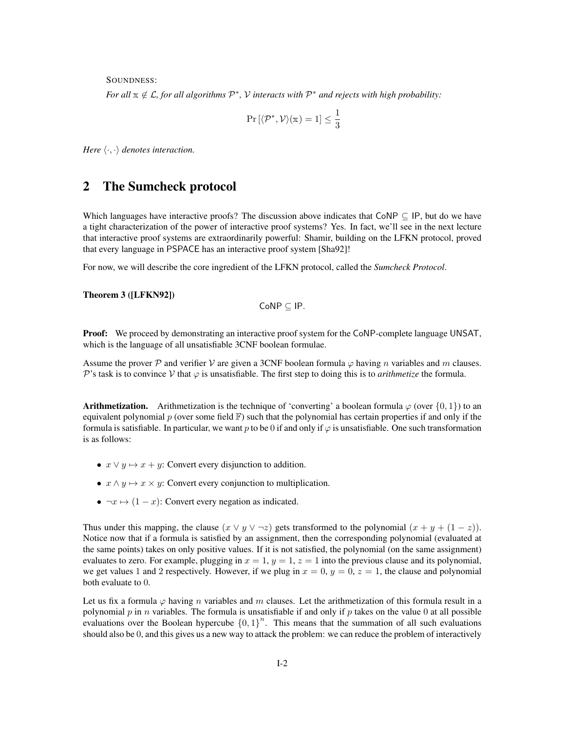SOUNDNESS:

*For all $\mathbb{x} \notin \mathcal{L}$, for all algorithms $\mathcal{P}^*$, $\mathcal{V}$ interacts with $\mathcal{P}^*$ and rejects with high probability:*

$$\Pr\left[\langle \mathcal{P}^*, \mathcal{V} \rangle(\mathbb{x}) = 1\right] \leq \frac{1}{3}$$

*Here $\langle \cdot, \cdot \rangle$ denotes interaction.*

## 2 The Sumcheck protocol

Which languages have interactive proofs? The discussion above indicates that $\mathsf{CoNP} \subseteq \mathsf{IP}$, but do we have a tight characterization of the power of interactive proof systems? Yes. In fact, we'll see in the next lecture that interactive proof systems are extraordinarily powerful: Shamir, building on the LFKN protocol, proved that every language in $\mathsf{PSPACE}$ has an interactive proof system [Sha92]!

For now, we will describe the core ingredient of the LFKN protocol, called the *Sumcheck Protocol*.

**Theorem 3 ([LFKN92])**

$$\mathsf{CoNP} \subseteq \mathsf{IP}.$$

**Proof:** We proceed by demonstrating an interactive proof system for the $\mathsf{CoNP}$-complete language $\mathsf{UNSAT}$, which is the language of all unsatisfiable 3CNF boolean formulae.

Assume the prover $\mathcal{P}$ and verifier $\mathcal{V}$ are given a 3CNF boolean formula $\varphi$ having $n$ variables and $m$ clauses. $\mathcal{P}$'s task is to convince $\mathcal{V}$ that $\varphi$ is unsatisfiable. The first step to doing this is to *arithmetize* the formula.

**Arithmetization.** Arithmetization is the technique of 'converting' a boolean formula $\varphi$ (over $\{0,1\}$) to an equivalent polynomial $p$ (over some field $\mathbb{F}$) such that the polynomial has certain properties if and only if the formula is satisfiable. In particular, we want $p$ to be 0 if and only if $\varphi$ is unsatisfiable. One such transformation is as follows:

- $x \vee y \mapsto x + y$: Convert every disjunction to addition.
- $x \wedge y \mapsto x \times y$: Convert every conjunction to multiplication.
- $\neg x \mapsto (1 - x)$: Convert every negation as indicated.

Thus under this mapping, the clause $(x \vee y \vee \neg z)$ gets transformed to the polynomial $(x + y + (1 - z))$. Notice now that if a formula is satisfied by an assignment, then the corresponding polynomial (evaluated at the same points) takes on only positive values. If it is not satisfied, the polynomial (on the same assignment) evaluates to zero. For example, plugging in $x = 1$, $y = 1$, $z = 1$ into the previous clause and its polynomial, we get values 1 and 2 respectively. However, if we plug in $x = 0$, $y = 0$, $z = 1$, the clause and polynomial both evaluate to 0.

Let us fix a formula $\varphi$ having $n$ variables and $m$ clauses. Let the arithmetization of this formula result in a polynomial $p$ in $n$ variables. The formula is unsatisfiable if and only if $p$ takes on the value 0 at all possible evaluations over the Boolean hypercube $\{0,1\}^n$. This means that the summation of all such evaluations should also be 0, and this gives us a new way to attack the problem: we can reduce the problem of interactively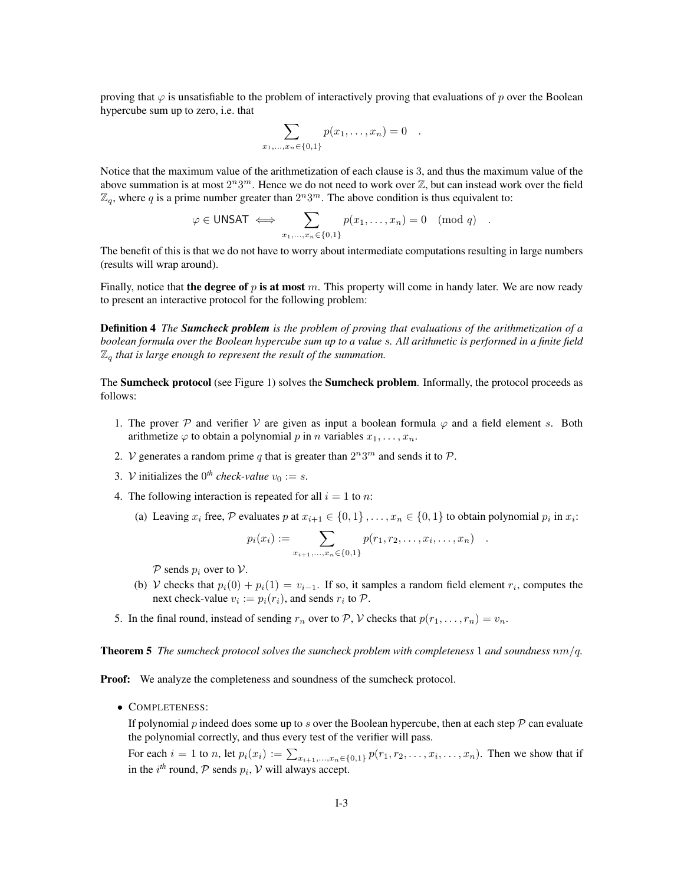proving that $\varphi$ is unsatisfiable to the problem of interactively proving that evaluations of $p$ over the Boolean hypercube sum up to zero, i.e. that

$$\sum_{x_1,\ldots,x_n\in\{0,1\}} p(x_1,\ldots,x_n) = 0 \quad .$$

Notice that the maximum value of the arithmetization of each clause is 3, and thus the maximum value of the above summation is at most $2^n 3^m$. Hence we do not need to work over $\mathbb{Z}$, but can instead work over the field $\mathbb{Z}_q$, where $q$ is a prime number greater than $2^n 3^m$. The above condition is thus equivalent to:

$$\varphi \in \mathsf{UNSAT} \iff \sum_{x_1,\ldots,x_n\in\{0,1\}} p(x_1,\ldots,x_n) = 0 \pmod{q} \quad .$$

The benefit of this is that we do not have to worry about intermediate computations resulting in large numbers (results will wrap around).

Finally, notice that **the degree of** $p$ **is at most** $m$. This property will come in handy later. We are now ready to present an interactive protocol for the following problem:

**Definition 4** *The **Sumcheck problem** is the problem of proving that evaluations of the arithmetization of a boolean formula over the Boolean hypercube sum up to a value $s$. All arithmetic is performed in a finite field $\mathbb{Z}_q$ that is large enough to represent the result of the summation.*

The **Sumcheck protocol** (see Figure 1) solves the **Sumcheck problem**. Informally, the protocol proceeds as follows:

1. The prover $\mathcal{P}$ and verifier $\mathcal{V}$ are given as input a boolean formula $\varphi$ and a field element $s$. Both arithmetize $\varphi$ to obtain a polynomial $p$ in $n$ variables $x_1,\ldots,x_n$.
2. $\mathcal{V}$ generates a random prime $q$ that is greater than $2^n 3^m$ and sends it to $\mathcal{P}$.
3. $\mathcal{V}$ initializes the $0^{th}$ *check-value* $v_0 := s$.
4. The following interaction is repeated for all $i = 1$ to $n$:
   (a) Leaving $x_i$ free, $\mathcal{P}$ evaluates $p$ at $x_{i+1} \in \{0,1\},\ldots,x_n \in \{0,1\}$ to obtain polynomial $p_i$ in $x_i$:

   $$p_i(x_i) := \sum_{x_{i+1},\ldots,x_n\in\{0,1\}} p(r_1, r_2, \ldots, x_i, \ldots, x_n) \quad .$$

   $\mathcal{P}$ sends $p_i$ over to $\mathcal{V}$.

   (b) $\mathcal{V}$ checks that $p_i(0) + p_i(1) = v_{i-1}$. If so, it samples a random field element $r_i$, computes the next check-value $v_i := p_i(r_i)$, and sends $r_i$ to $\mathcal{P}$.
5. In the final round, instead of sending $r_n$ over to $\mathcal{P}$, $\mathcal{V}$ checks that $p(r_1,\ldots,r_n) = v_n$.

**Theorem 5** *The sumcheck protocol solves the sumcheck problem with completeness 1 and soundness $nm/q$.*

**Proof:** We analyze the completeness and soundness of the sumcheck protocol.

- COMPLETENESS:

  If polynomial $p$ indeed does some up to $s$ over the Boolean hypercube, then at each step $\mathcal{P}$ can evaluate the polynomial correctly, and thus every test of the verifier will pass.

  For each $i = 1$ to $n$, let $p_i(x_i) := \sum_{x_{i+1},\ldots,x_n\in\{0,1\}} p(r_1, r_2, \ldots, x_i, \ldots, x_n)$. Then we show that if in the $i^{th}$ round, $\mathcal{P}$ sends $p_i$, $\mathcal{V}$ will always accept.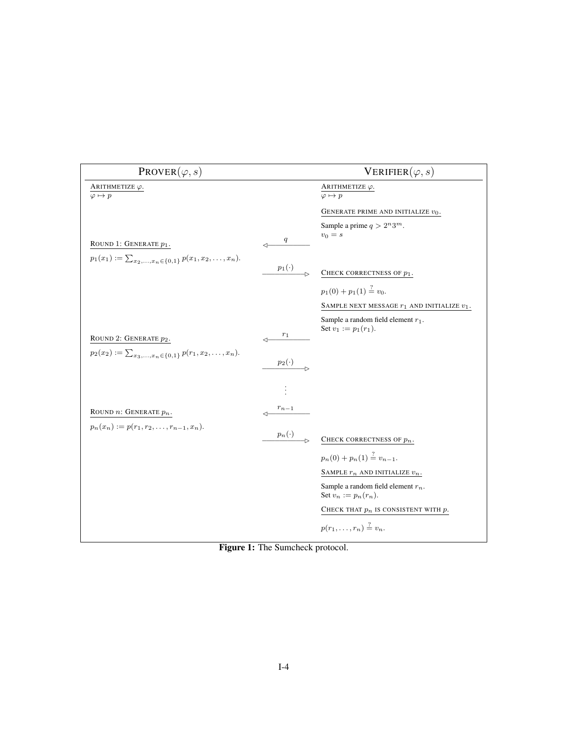| PROVER($\varphi, s$) | | VERIFIER($\varphi, s$) |
|---|---|---|
| ARITHMETIZE $\varphi$. $\varphi \mapsto p$ | | ARITHMETIZE $\varphi$. $\varphi \mapsto p$ |
| | | GENERATE PRIME AND INITIALIZE $v_0$. |
| | | Sample a prime $q > 2^n 3^m$. $v_0 = s$ |
| ROUND 1: GENERATE $p_1$. | $\xleftarrow{q}$ | |
| $p_1(x_1) := \sum_{x_2,\ldots,x_n \in \{0,1\}} p(x_1, x_2, \ldots, x_n)$. | | |
| | $\xrightarrow{p_1(\cdot)}$ | CHECK CORRECTNESS OF $p_1$. |
| | | $p_1(0) + p_1(1) \stackrel{?}{=} v_0$. |
| | | SAMPLE NEXT MESSAGE $r_1$ AND INITIALIZE $v_1$. |
| | | Sample a random field element $r_1$. Set $v_1 := p_1(r_1)$. |
| ROUND 2: GENERATE $p_2$. | $\xleftarrow{r_1}$ | |
| $p_2(x_2) := \sum_{x_3,\ldots,x_n \in \{0,1\}} p(r_1, x_2, \ldots, x_n)$. | | |
| | $\xrightarrow{p_2(\cdot)}$ | |
| | $\vdots$ | |
| ROUND $n$: GENERATE $p_n$. | $\xleftarrow{r_{n-1}}$ | |
| $p_n(x_n) := p(r_1, r_2, \ldots, r_{n-1}, x_n)$. | | |
| | $\xrightarrow{p_n(\cdot)}$ | CHECK CORRECTNESS OF $p_n$. |
| | | $p_n(0) + p_n(1) \stackrel{?}{=} v_{n-1}$. |
| | | SAMPLE $r_n$ AND INITIALIZE $v_n$. |
| | | Sample a random field element $r_n$. Set $v_n := p_n(r_n)$. |
| | | CHECK THAT $p_n$ IS CONSISTENT WITH $p$. |
| | | $p(r_1, \ldots, r_n) \stackrel{?}{=} v_n$. |

**Figure 1:** The Sumcheck protocol.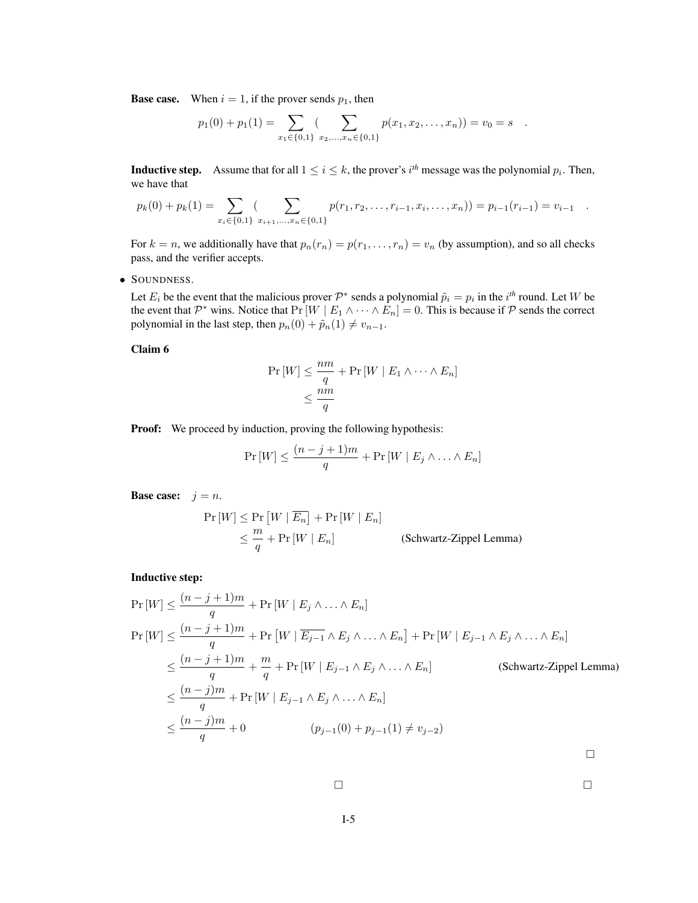**Base case.** When $i = 1$, if the prover sends $p_1$, then

$$p_1(0) + p_1(1) = \sum_{x_1 \in \{0,1\}} ( \sum_{x_2,\ldots,x_n \in \{0,1\}} p(x_1, x_2, \ldots, x_n)) = v_0 = s \quad .$$

**Inductive step.** Assume that for all $1 \leq i \leq k$, the prover's $i^{th}$ message was the polynomial $p_i$. Then, we have that

$$p_k(0) + p_k(1) = \sum_{x_i \in \{0,1\}} ( \sum_{x_{i+1},\ldots,x_n \in \{0,1\}} p(r_1, r_2, \ldots, r_{i-1}, x_i, \ldots, x_n)) = p_{i-1}(r_{i-1}) = v_{i-1} \quad .$$

For $k = n$, we additionally have that $p_n(r_n) = p(r_1, \ldots, r_n) = v_n$ (by assumption), and so all checks pass, and the verifier accepts.

- SOUNDNESS.

  Let $E_i$ be the event that the malicious prover $\mathcal{P}^*$ sends a polynomial $\tilde{p}_i = p_i$ in the $i^{th}$ round. Let $W$ be the event that $\mathcal{P}^*$ wins. Notice that $\Pr[W \mid E_1 \wedge \cdots \wedge E_n] = 0$. This is because if $\mathcal{P}$ sends the correct polynomial in the last step, then $p_n(0) + \tilde{p}_n(1) \neq v_{n-1}$.

  **Claim 6**

  $$\begin{aligned} \Pr[W] &\leq \frac{nm}{q} + \Pr[W \mid E_1 \wedge \cdots \wedge E_n] \\ &\leq \frac{nm}{q} \end{aligned}$$

  **Proof:** We proceed by induction, proving the following hypothesis:

  $$\Pr[W] \leq \frac{(n-j+1)m}{q} + \Pr[W \mid E_j \wedge \ldots \wedge E_n]$$

  **Base case:** $j = n$.

  $$\begin{aligned} \Pr[W] &\leq \Pr\left[W \mid \overline{E_n}\right] + \Pr[W \mid E_n] \\ &\leq \frac{m}{q} + \Pr[W \mid E_n] \qquad \text{(Schwartz-Zippel Lemma)} \end{aligned}$$

  **Inductive step:**

  $$\begin{aligned} \Pr[W] &\leq \frac{(n-j+1)m}{q} + \Pr[W \mid E_j \wedge \ldots \wedge E_n] \\ \Pr[W] &\leq \frac{(n-j+1)m}{q} + \Pr\left[W \mid \overline{E_{j-1}} \wedge E_j \wedge \ldots \wedge E_n\right] + \Pr[W \mid E_{j-1} \wedge E_j \wedge \ldots \wedge E_n] \\ &\leq \frac{(n-j+1)m}{q} + \frac{m}{q} + \Pr[W \mid E_{j-1} \wedge E_j \wedge \ldots \wedge E_n] \qquad \text{(Schwartz-Zippel Lemma)} \\ &\leq \frac{(n-j)m}{q} + \Pr[W \mid E_{j-1} \wedge E_j \wedge \ldots \wedge E_n] \\ &\leq \frac{(n-j)m}{q} + 0 \qquad (p_{j-1}(0) + p_{j-1}(1) \neq v_{j-2}) \end{aligned}$$

  □

□ □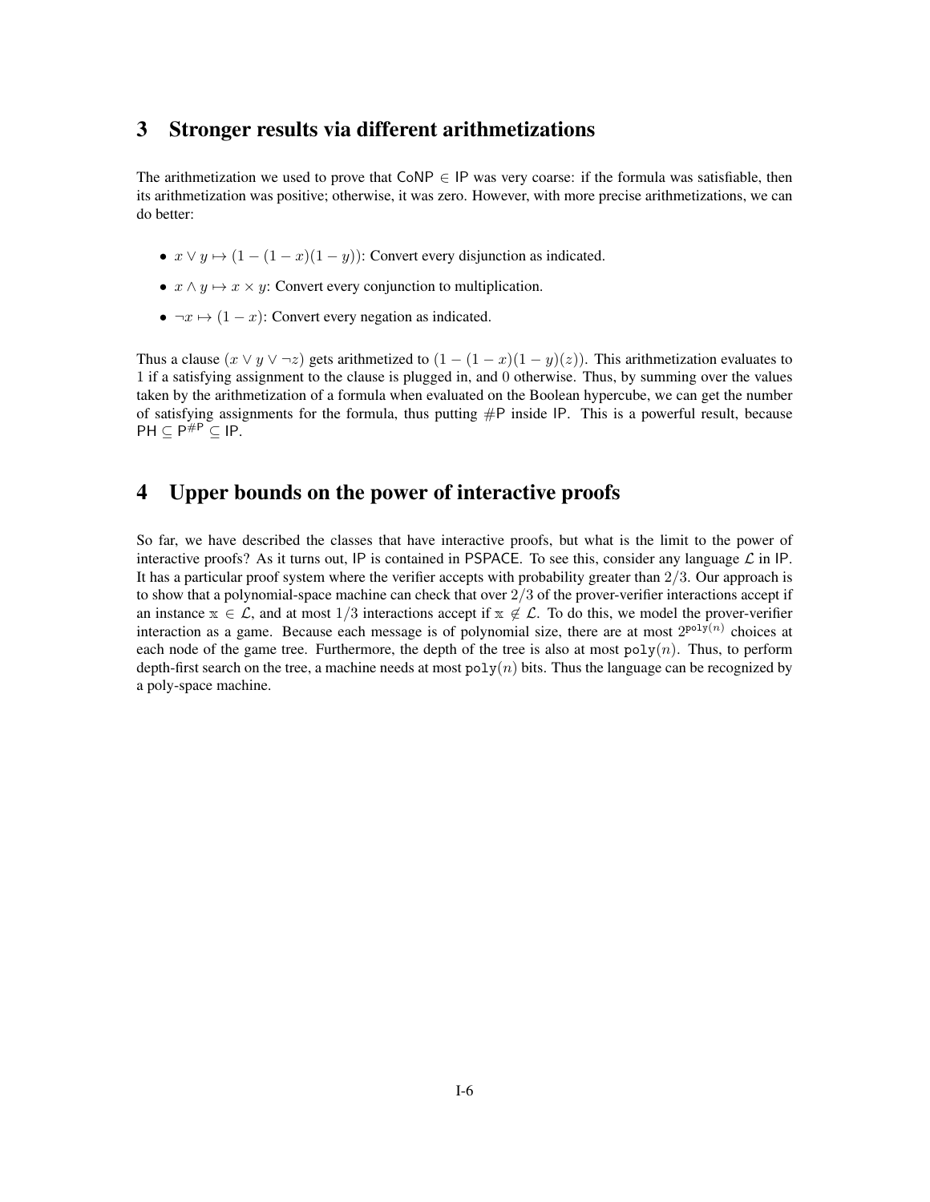## 3 Stronger results via different arithmetizations

The arithmetization we used to prove that $\mathsf{CoNP} \in \mathsf{IP}$ was very coarse: if the formula was satisfiable, then its arithmetization was positive; otherwise, it was zero. However, with more precise arithmetizations, we can do better:

- $x \vee y \mapsto (1-(1-x)(1-y))$: Convert every disjunction as indicated.
- $x \wedge y \mapsto x \times y$: Convert every conjunction to multiplication.
- $\neg x \mapsto (1-x)$: Convert every negation as indicated.

Thus a clause $(x \vee y \vee \neg z)$ gets arithmetized to $(1-(1-x)(1-y)(z))$. This arithmetization evaluates to $1$ if a satisfying assignment to the clause is plugged in, and $0$ otherwise. Thus, by summing over the values taken by the arithmetization of a formula when evaluated on the Boolean hypercube, we can get the number of satisfying assignments for the formula, thus putting $\#\mathsf{P}$ inside $\mathsf{IP}$. This is a powerful result, because $\mathsf{PH} \subseteq \mathsf{P}^{\#\mathsf{P}} \subseteq \mathsf{IP}$.

## 4 Upper bounds on the power of interactive proofs

So far, we have described the classes that have interactive proofs, but what is the limit to the power of interactive proofs? As it turns out, $\mathsf{IP}$ is contained in $\mathsf{PSPACE}$. To see this, consider any language $\mathcal{L}$ in $\mathsf{IP}$. It has a particular proof system where the verifier accepts with probability greater than $2/3$. Our approach is to show that a polynomial-space machine can check that over $2/3$ of the prover-verifier interactions accept if an instance $\mathbb{x} \in \mathcal{L}$, and at most $1/3$ interactions accept if $\mathbb{x} \notin \mathcal{L}$. To do this, we model the prover-verifier interaction as a game. Because each message is of polynomial size, there are at most $2^{\texttt{poly}(n)}$ choices at each node of the game tree. Furthermore, the depth of the tree is also at most $\texttt{poly}(n)$. Thus, to perform depth-first search on the tree, a machine needs at most $\texttt{poly}(n)$ bits. Thus the language can be recognized by a poly-space machine.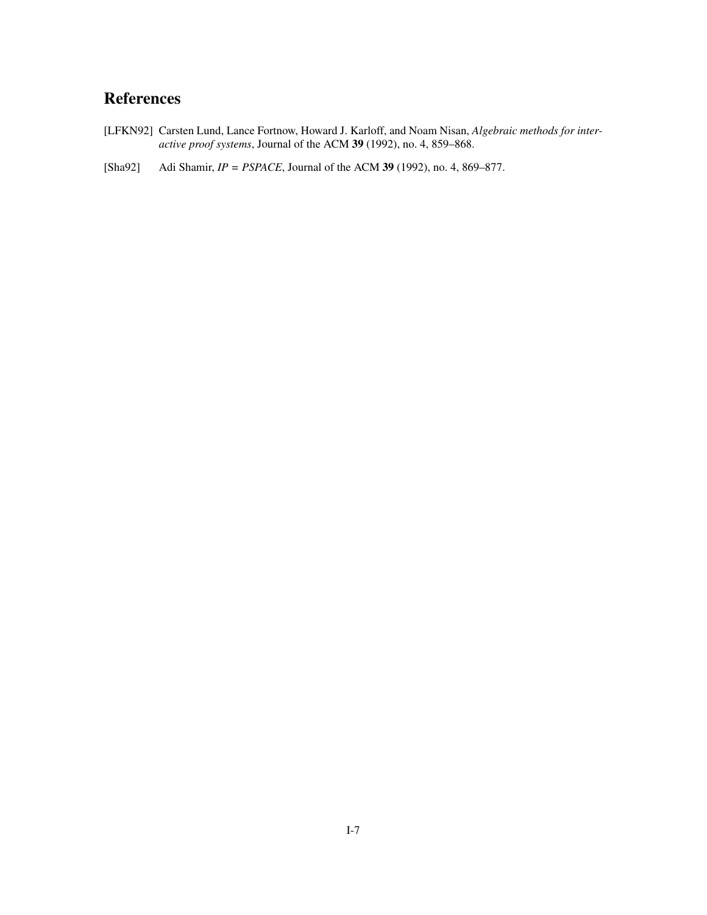## References

[LFKN92] Carsten Lund, Lance Fortnow, Howard J. Karloff, and Noam Nisan, *Algebraic methods for interactive proof systems*, Journal of the ACM **39** (1992), no. 4, 859–868.

[Sha92] Adi Shamir, *IP = PSPACE*, Journal of the ACM **39** (1992), no. 4, 869–877.